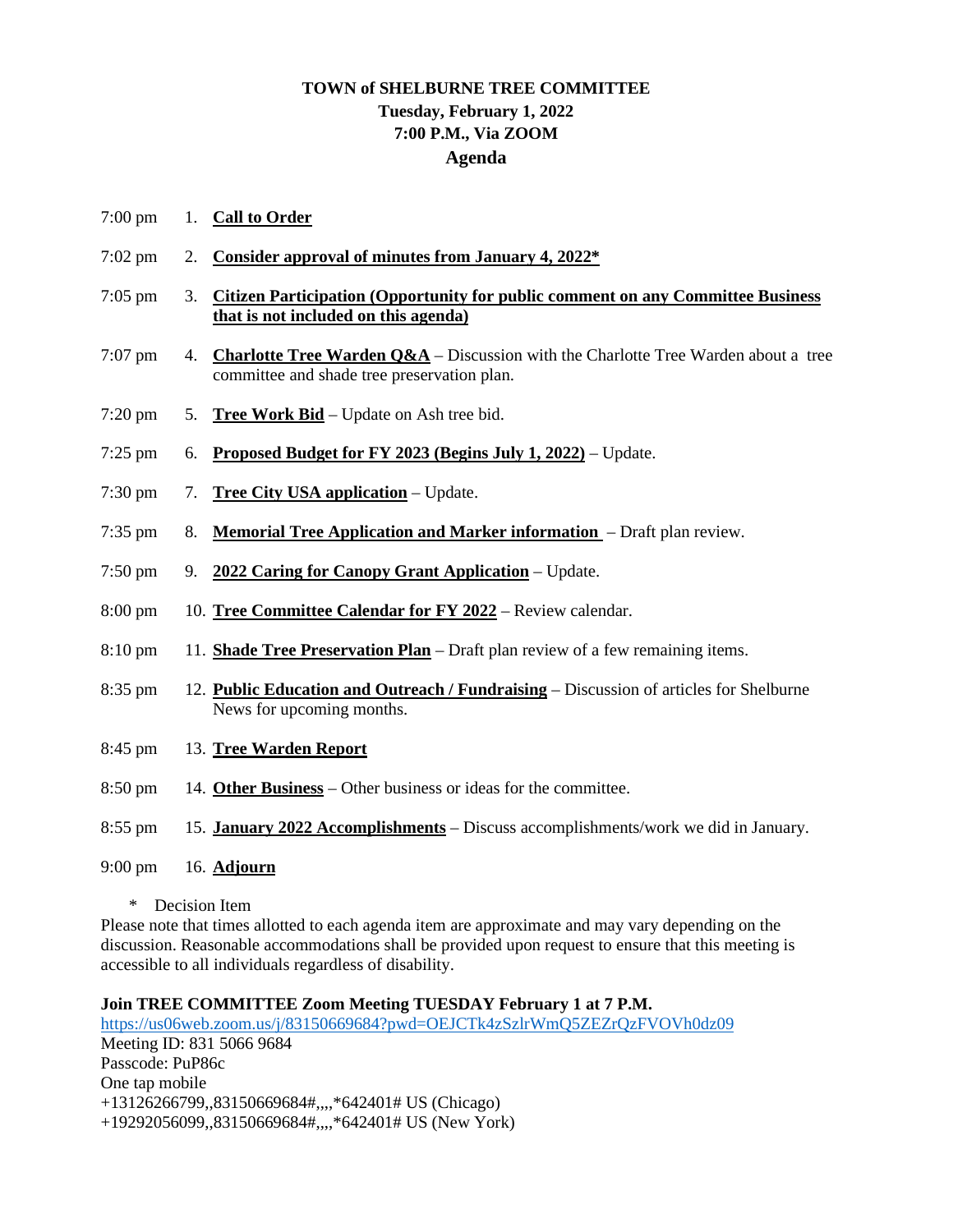# TOWN of SHELBURNE TREE COMMITTEE

**Tuesday, February 1, 2022**
**7:00 P.M., Via ZOOM**

## Agenda

| | |
|---|---|
| 7:00 pm | 1. **Call to Order** |
| 7:02 pm | 2. **Consider approval of minutes from January 4, 2022*** |
| 7:05 pm | 3. **Citizen Participation (Opportunity for public comment on any Committee Business that is not included on this agenda)** |
| 7:07 pm | 4. **Charlotte Tree Warden Q&A** – Discussion with the Charlotte Tree Warden about a tree committee and shade tree preservation plan. |
| 7:20 pm | 5. **Tree Work Bid** – Update on Ash tree bid. |
| 7:25 pm | 6. **Proposed Budget for FY 2023 (Begins July 1, 2022)** – Update. |
| 7:30 pm | 7. **Tree City USA application** – Update. |
| 7:35 pm | 8. **Memorial Tree Application and Marker information** – Draft plan review. |
| 7:50 pm | 9. **2022 Caring for Canopy Grant Application** – Update. |
| 8:00 pm | 10. **Tree Committee Calendar for FY 2022** – Review calendar. |
| 8:10 pm | 11. **Shade Tree Preservation Plan** – Draft plan review of a few remaining items. |
| 8:35 pm | 12. **Public Education and Outreach / Fundraising** – Discussion of articles for Shelburne News for upcoming months. |
| 8:45 pm | 13. **Tree Warden Report** |
| 8:50 pm | 14. **Other Business** – Other business or ideas for the committee. |
| 8:55 pm | 15. **January 2022 Accomplishments** – Discuss accomplishments/work we did in January. |
| 9:00 pm | 16. **Adjourn** |

\* Decision Item

Please note that times allotted to each agenda item are approximate and may vary depending on the discussion. Reasonable accommodations shall be provided upon request to ensure that this meeting is accessible to all individuals regardless of disability.

**Join TREE COMMITTEE Zoom Meeting TUESDAY February 1 at 7 P.M.**

https://us06web.zoom.us/j/83150669684?pwd=OEJCTk4zSzlrWmQ5ZEZrQzFVOVh0dz09

Meeting ID: 831 5066 9684

Passcode: PuP86c

One tap mobile

+13126266799,,83150669684#,,,,*642401# US (Chicago)

+19292056099,,83150669684#,,,,*642401# US (New York)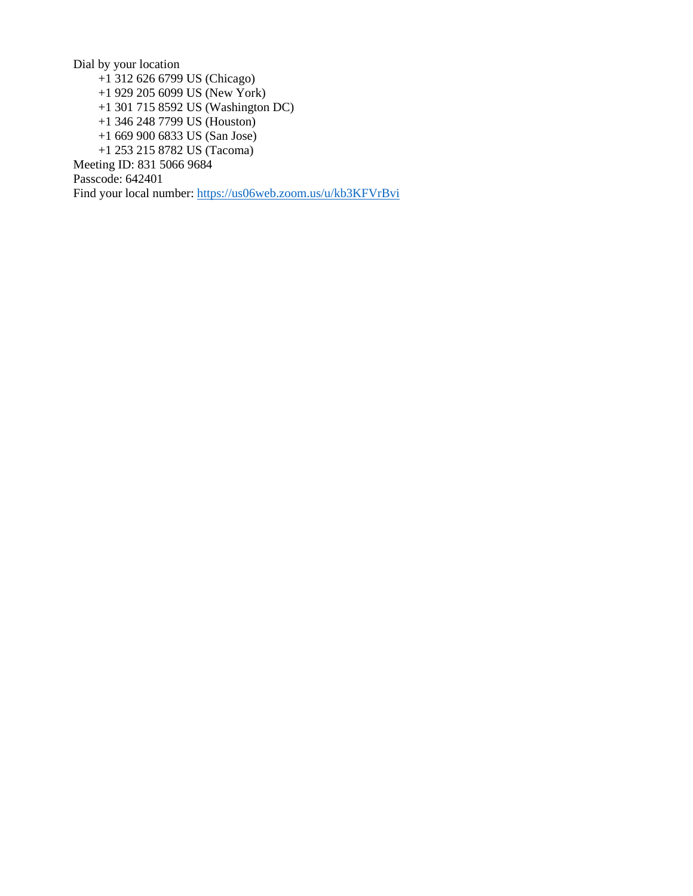Dial by your location

- +1 312 626 6799 US (Chicago)
- +1 929 205 6099 US (New York)
- +1 301 715 8592 US (Washington DC)
- +1 346 248 7799 US (Houston)
- +1 669 900 6833 US (San Jose)
- +1 253 215 8782 US (Tacoma)

Meeting ID: 831 5066 9684
Passcode: 642401
Find your local number: [https://us06web.zoom.us/u/kb3KFVrBvi](https://us06web.zoom.us/u/kb3KFVrBvi)